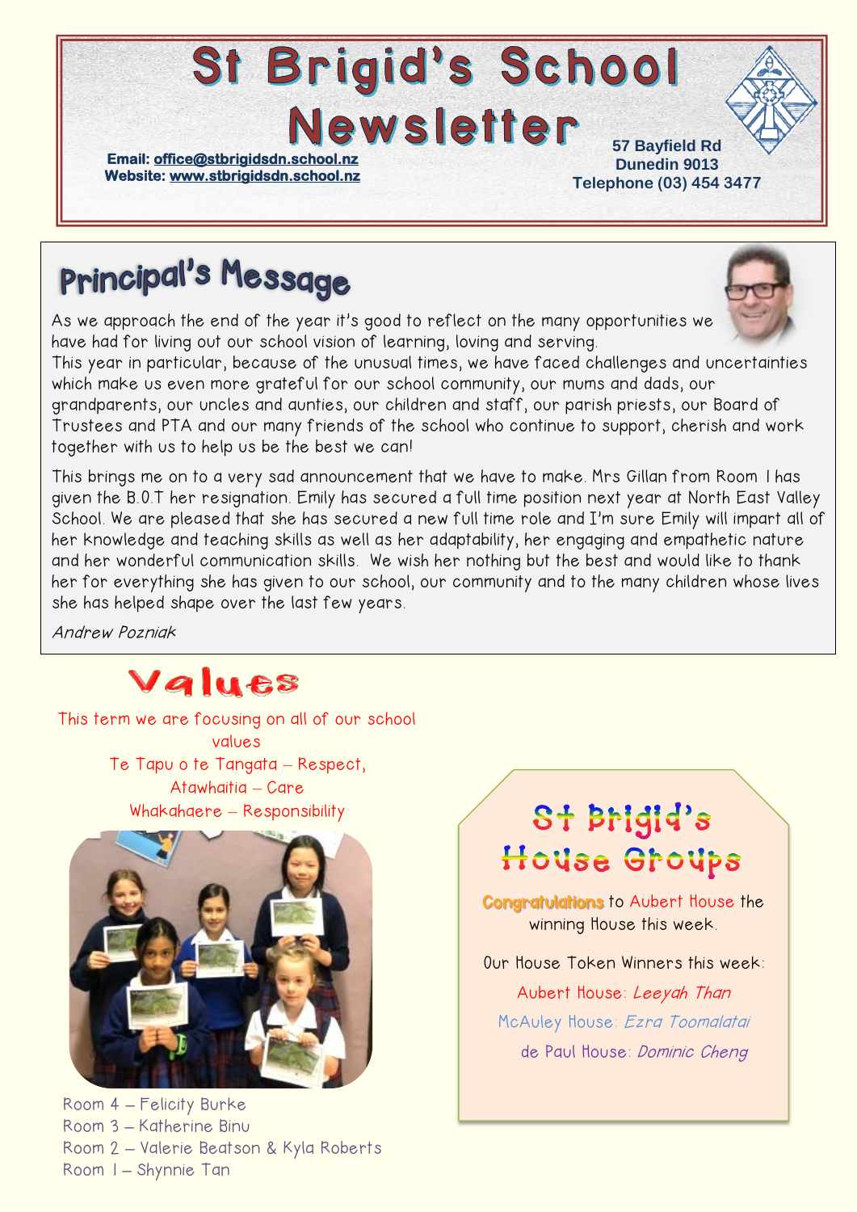# St Brigid's School Newsletter

**Email:** office@stbrigidsdn.school.nz
**Website:** www.stbrigidsdn.school.nz

**57 Bayfield Rd**
**Dunedin 9013**
**Telephone (03) 454 3477**

## Principal's Message

As we approach the end of the year it's good to reflect on the many opportunities we have had for living out our school vision of learning, loving and serving.
This year in particular, because of the unusual times, we have faced challenges and uncertainties which make us even more grateful for our school community, our mums and dads, our grandparents, our uncles and aunties, our children and staff, our parish priests, our Board of Trustees and PTA and our many friends of the school who continue to support, cherish and work together with us to help us be the best we can!

This brings me on to a very sad announcement that we have to make. Mrs Gillan from Room 1 has given the B.O.T her resignation. Emily has secured a full time position next year at North East Valley School. We are pleased that she has secured a new full time role and I'm sure Emily will impart all of her knowledge and teaching skills as well as her adaptability, her engaging and empathetic nature and her wonderful communication skills. We wish her nothing but the best and would like to thank her for everything she has given to our school, our community and to the many children whose lives she has helped shape over the last few years.

*Andrew Pozniak*

## Values

This term we are focusing on all of our school values
Te Tapu o te Tangata – Respect,
Atawhaitia – Care
Whakahaere – Responsibility

Room 4 – Felicity Burke
Room 3 – Katherine Binu
Room 2 – Valerie Beatson & Kyla Roberts
Room 1 – Shynnie Tan

## St Brigid's House Groups

**Congratulations** to Aubert House the winning House this week.

Our House Token Winners this week:

Aubert House: *Leeyah Than*
McAuley House: *Ezra Toomalatai*
de Paul House: *Dominic Cheng*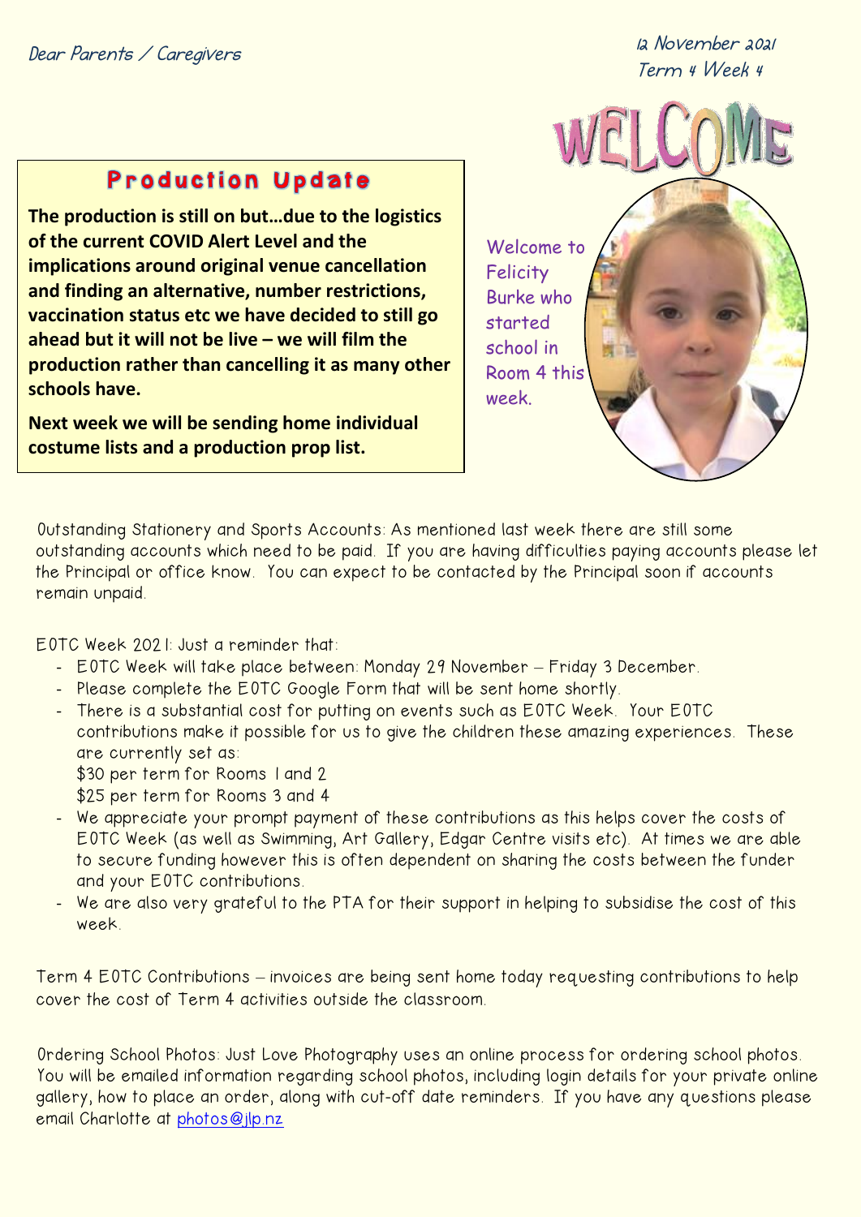Dear Parents / Caregivers

12 November 2021
Term 4 Week 4

## Production Update

**The production is still on but…due to the logistics of the current COVID Alert Level and the implications around original venue cancellation and finding an alternative, number restrictions, vaccination status etc we have decided to still go ahead but it will not be live – we will film the production rather than cancelling it as many other schools have.**

**Next week we will be sending home individual costume lists and a production prop list.**

WELCOME

Welcome to Felicity Burke who started school in Room 4 this week.

Outstanding Stationery and Sports Accounts: As mentioned last week there are still some outstanding accounts which need to be paid. If you are having difficulties paying accounts please let the Principal or office know. You can expect to be contacted by the Principal soon if accounts remain unpaid.

EOTC Week 2021: Just a reminder that:

- EOTC Week will take place between: Monday 29 November – Friday 3 December.
- Please complete the EOTC Google Form that will be sent home shortly.
- There is a substantial cost for putting on events such as EOTC Week. Your EOTC contributions make it possible for us to give the children these amazing experiences. These are currently set as:
  $30 per term for Rooms 1 and 2
  $25 per term for Rooms 3 and 4
- We appreciate your prompt payment of these contributions as this helps cover the costs of EOTC Week (as well as Swimming, Art Gallery, Edgar Centre visits etc). At times we are able to secure funding however this is often dependent on sharing the costs between the funder and your EOTC contributions.
- We are also very grateful to the PTA for their support in helping to subsidise the cost of this week.

Term 4 EOTC Contributions – invoices are being sent home today requesting contributions to help cover the cost of Term 4 activities outside the classroom.

Ordering School Photos: Just Love Photography uses an online process for ordering school photos. You will be emailed information regarding school photos, including login details for your private online gallery, how to place an order, along with cut-off date reminders. If you have any questions please email Charlotte at photos@jlp.nz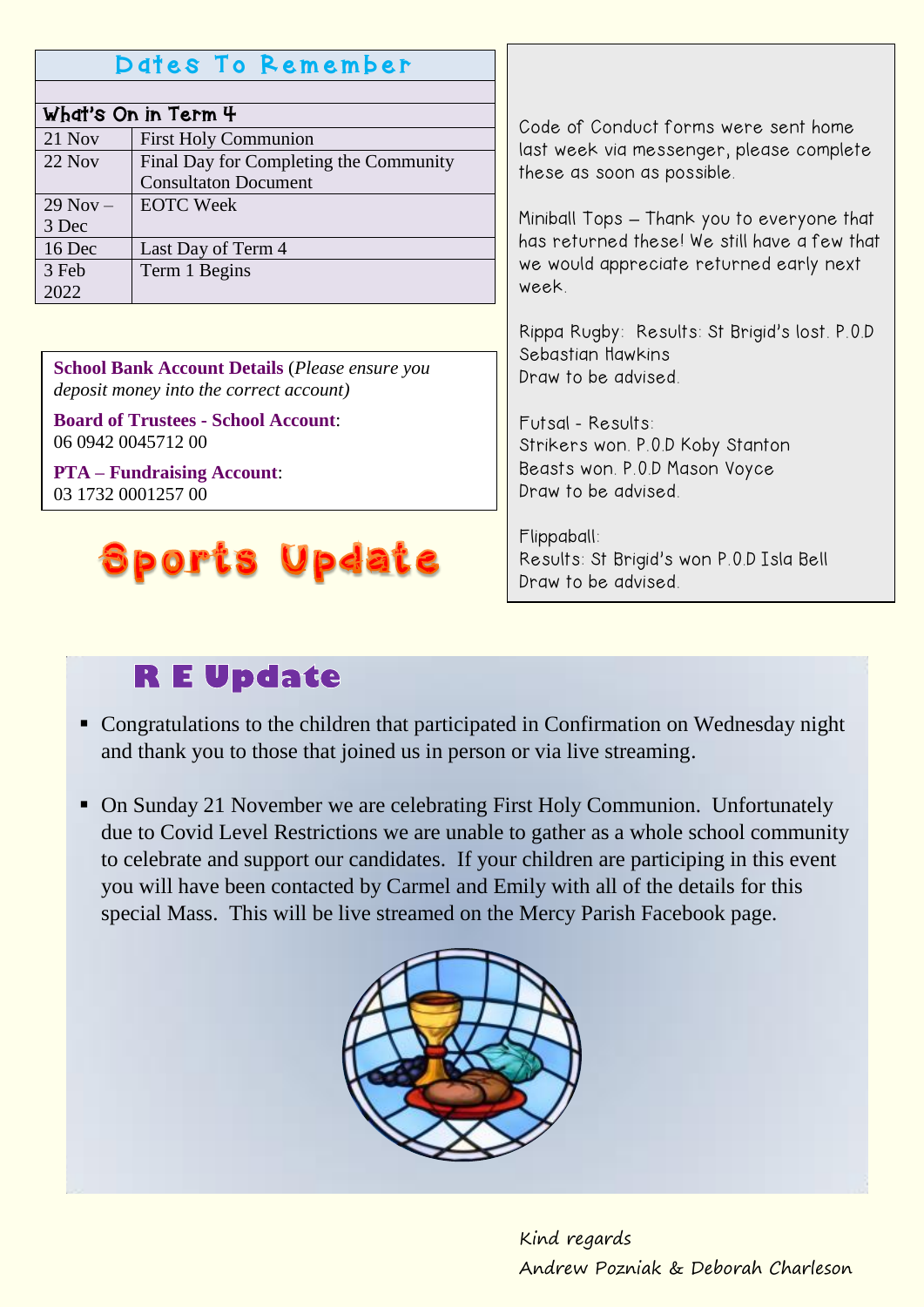## Dates To Remember

| What's On in Term 4 | |
|---|---|
| 21 Nov | First Holy Communion |
| 22 Nov | Final Day for Completing the Community Consultaton Document |
| 29 Nov – 3 Dec | EOTC Week |
| 16 Dec | Last Day of Term 4 |
| 3 Feb 2022 | Term 1 Begins |

**School Bank Account Details** (*Please ensure you deposit money into the correct account*)

**Board of Trustees - School Account**: 06 0942 0045712 00

**PTA – Fundraising Account**: 03 1732 0001257 00

## Sports Update

Code of Conduct forms were sent home last week via messenger, please complete these as soon as possible.

Miniball Tops – Thank you to everyone that has returned these! We still have a few that we would appreciate returned early next week.

Rippa Rugby: Results: St Brigid's lost. P.O.D Sebastian Hawkins
Draw to be advised.

Futsal - Results:
Strikers won. P.O.D Koby Stanton
Beasts won. P.O.D Mason Voyce
Draw to be advised.

Flippaball:
Results: St Brigid's won P.O.D Isla Bell
Draw to be advised.

## R E Update

- Congratulations to the children that participated in Confirmation on Wednesday night and thank you to those that joined us in person or via live streaming.
- On Sunday 21 November we are celebrating First Holy Communion. Unfortunately due to Covid Level Restrictions we are unable to gather as a whole school community to celebrate and support our candidates. If your children are participing in this event you will have been contacted by Carmel and Emily with all of the details for this special Mass. This will be live streamed on the Mercy Parish Facebook page.

Kind regards
Andrew Pozniak & Deborah Charleson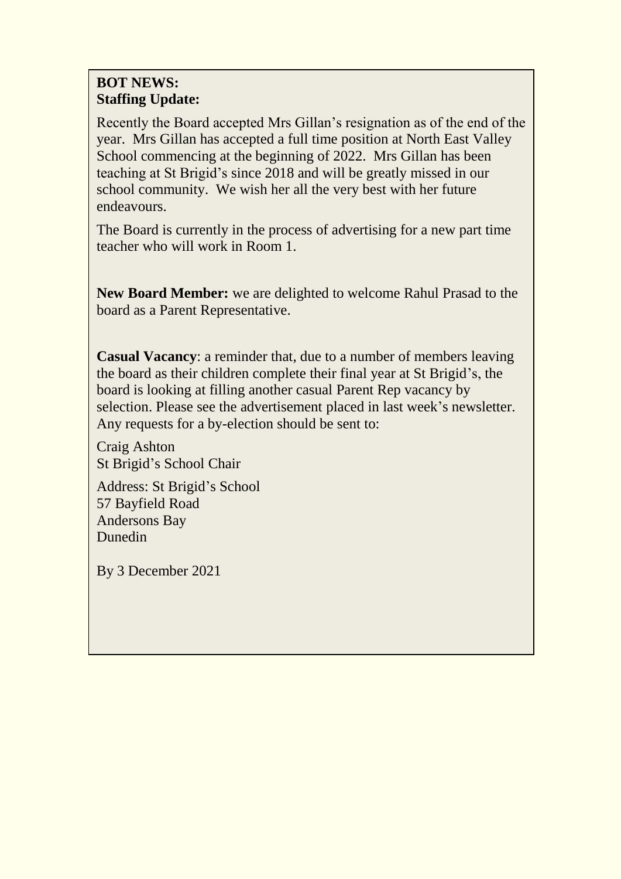**BOT NEWS:**
**Staffing Update:**

Recently the Board accepted Mrs Gillan's resignation as of the end of the year. Mrs Gillan has accepted a full time position at North East Valley School commencing at the beginning of 2022. Mrs Gillan has been teaching at St Brigid's since 2018 and will be greatly missed in our school community. We wish her all the very best with her future endeavours.

The Board is currently in the process of advertising for a new part time teacher who will work in Room 1.

**New Board Member:** we are delighted to welcome Rahul Prasad to the board as a Parent Representative.

**Casual Vacancy**: a reminder that, due to a number of members leaving the board as their children complete their final year at St Brigid's, the board is looking at filling another casual Parent Rep vacancy by selection. Please see the advertisement placed in last week's newsletter. Any requests for a by-election should be sent to:

Craig Ashton
St Brigid's School Chair

Address: St Brigid's School
57 Bayfield Road
Andersons Bay
Dunedin

By 3 December 2021